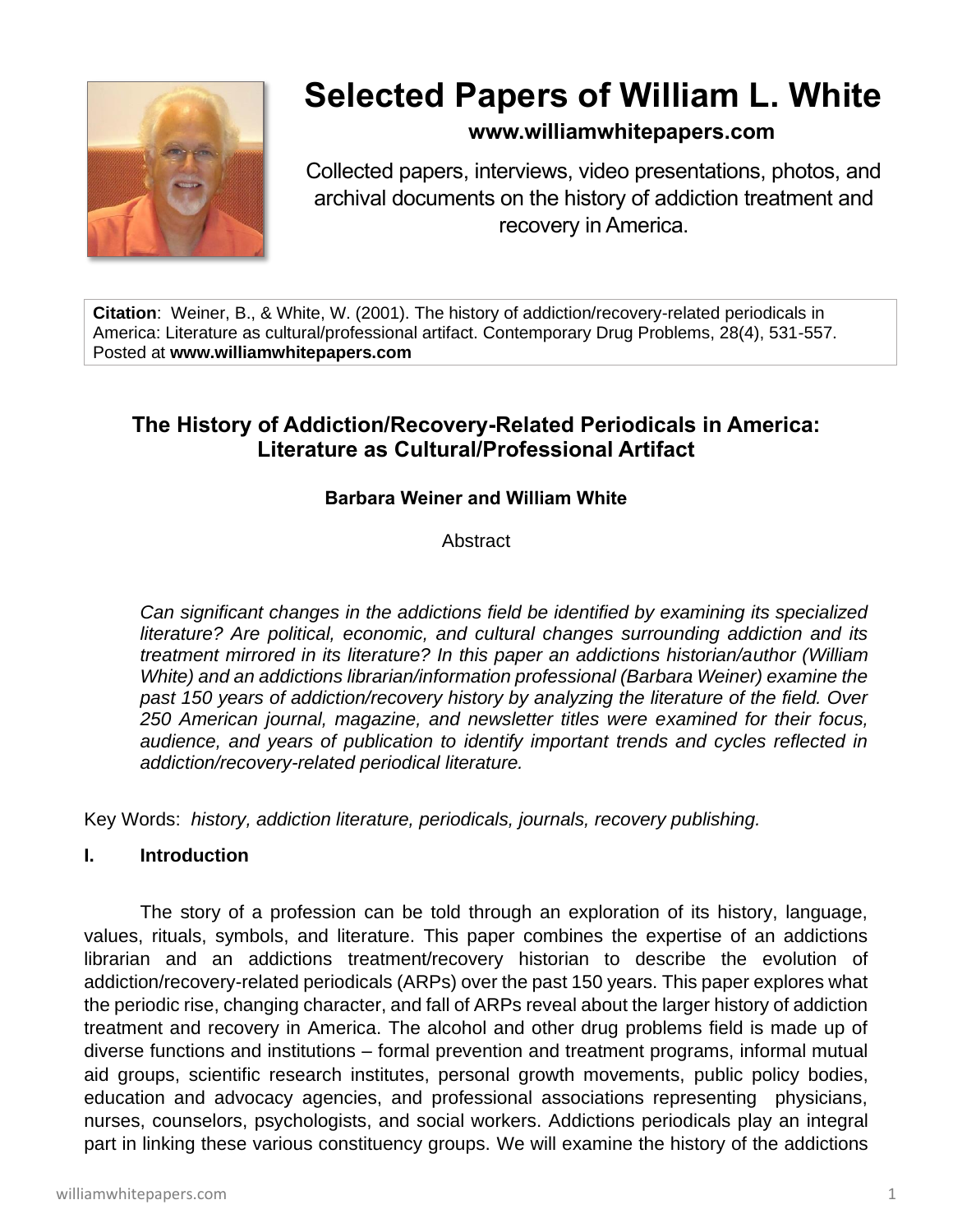# Selected Papers of William L. White

**www.williamwhitepapers.com**

Collected papers, interviews, video presentations, photos, and archival documents on the history of addiction treatment and recovery in America.

**Citation**: Weiner, B., & White, W. (2001). The history of addiction/recovery-related periodicals in America: Literature as cultural/professional artifact. Contemporary Drug Problems, 28(4), 531-557. Posted at **www.williamwhitepapers.com**

## The History of Addiction/Recovery-Related Periodicals in America: Literature as Cultural/Professional Artifact

**Barbara Weiner and William White**

Abstract

*Can significant changes in the addictions field be identified by examining its specialized literature? Are political, economic, and cultural changes surrounding addiction and its treatment mirrored in its literature? In this paper an addictions historian/author (William White) and an addictions librarian/information professional (Barbara Weiner) examine the past 150 years of addiction/recovery history by analyzing the literature of the field. Over 250 American journal, magazine, and newsletter titles were examined for their focus, audience, and years of publication to identify important trends and cycles reflected in addiction/recovery-related periodical literature.*

Key Words: *history, addiction literature, periodicals, journals, recovery publishing.*

### I. Introduction

The story of a profession can be told through an exploration of its history, language, values, rituals, symbols, and literature. This paper combines the expertise of an addictions librarian and an addictions treatment/recovery historian to describe the evolution of addiction/recovery-related periodicals (ARPs) over the past 150 years. This paper explores what the periodic rise, changing character, and fall of ARPs reveal about the larger history of addiction treatment and recovery in America. The alcohol and other drug problems field is made up of diverse functions and institutions – formal prevention and treatment programs, informal mutual aid groups, scientific research institutes, personal growth movements, public policy bodies, education and advocacy agencies, and professional associations representing physicians, nurses, counselors, psychologists, and social workers. Addictions periodicals play an integral part in linking these various constituency groups. We will examine the history of the addictions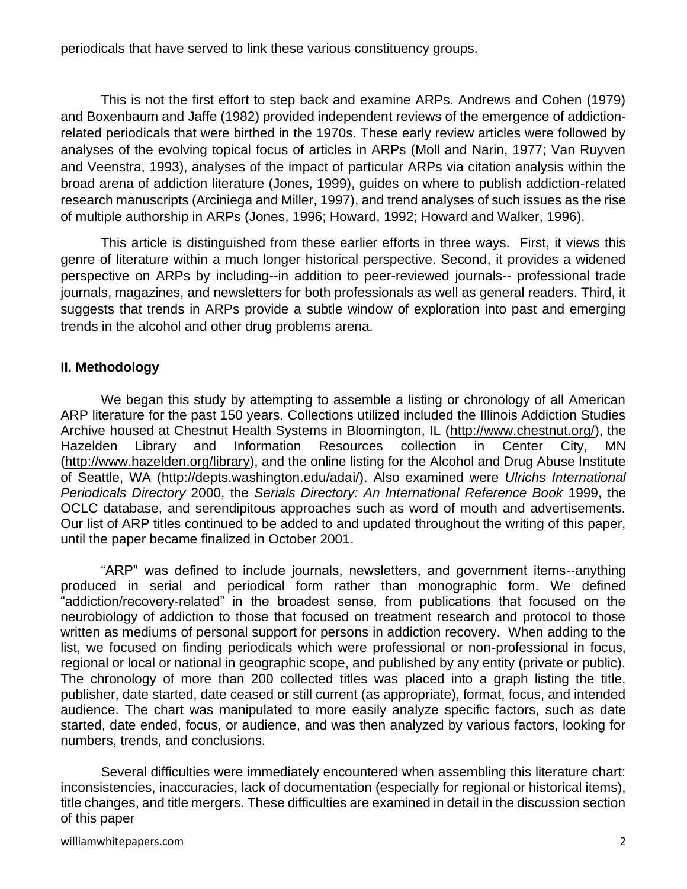periodicals that have served to link these various constituency groups.

This is not the first effort to step back and examine ARPs. Andrews and Cohen (1979) and Boxenbaum and Jaffe (1982) provided independent reviews of the emergence of addiction-related periodicals that were birthed in the 1970s. These early review articles were followed by analyses of the evolving topical focus of articles in ARPs (Moll and Narin, 1977; Van Ruyven and Veenstra, 1993), analyses of the impact of particular ARPs via citation analysis within the broad arena of addiction literature (Jones, 1999), guides on where to publish addiction-related research manuscripts (Arciniega and Miller, 1997), and trend analyses of such issues as the rise of multiple authorship in ARPs (Jones, 1996; Howard, 1992; Howard and Walker, 1996).

This article is distinguished from these earlier efforts in three ways. First, it views this genre of literature within a much longer historical perspective. Second, it provides a widened perspective on ARPs by including--in addition to peer-reviewed journals-- professional trade journals, magazines, and newsletters for both professionals as well as general readers. Third, it suggests that trends in ARPs provide a subtle window of exploration into past and emerging trends in the alcohol and other drug problems arena.

## II. Methodology

We began this study by attempting to assemble a listing or chronology of all American ARP literature for the past 150 years. Collections utilized included the Illinois Addiction Studies Archive housed at Chestnut Health Systems in Bloomington, IL (http://www.chestnut.org/), the Hazelden Library and Information Resources collection in Center City, MN (http://www.hazelden.org/library), and the online listing for the Alcohol and Drug Abuse Institute of Seattle, WA (http://depts.washington.edu/adai/). Also examined were *Ulrichs International Periodicals Directory* 2000, the *Serials Directory: An International Reference Book* 1999, the OCLC database, and serendipitous approaches such as word of mouth and advertisements. Our list of ARP titles continued to be added to and updated throughout the writing of this paper, until the paper became finalized in October 2001.

"ARP" was defined to include journals, newsletters, and government items--anything produced in serial and periodical form rather than monographic form. We defined "addiction/recovery-related" in the broadest sense, from publications that focused on the neurobiology of addiction to those that focused on treatment research and protocol to those written as mediums of personal support for persons in addiction recovery. When adding to the list, we focused on finding periodicals which were professional or non-professional in focus, regional or local or national in geographic scope, and published by any entity (private or public). The chronology of more than 200 collected titles was placed into a graph listing the title, publisher, date started, date ceased or still current (as appropriate), format, focus, and intended audience. The chart was manipulated to more easily analyze specific factors, such as date started, date ended, focus, or audience, and was then analyzed by various factors, looking for numbers, trends, and conclusions.

Several difficulties were immediately encountered when assembling this literature chart: inconsistencies, inaccuracies, lack of documentation (especially for regional or historical items), title changes, and title mergers. These difficulties are examined in detail in the discussion section of this paper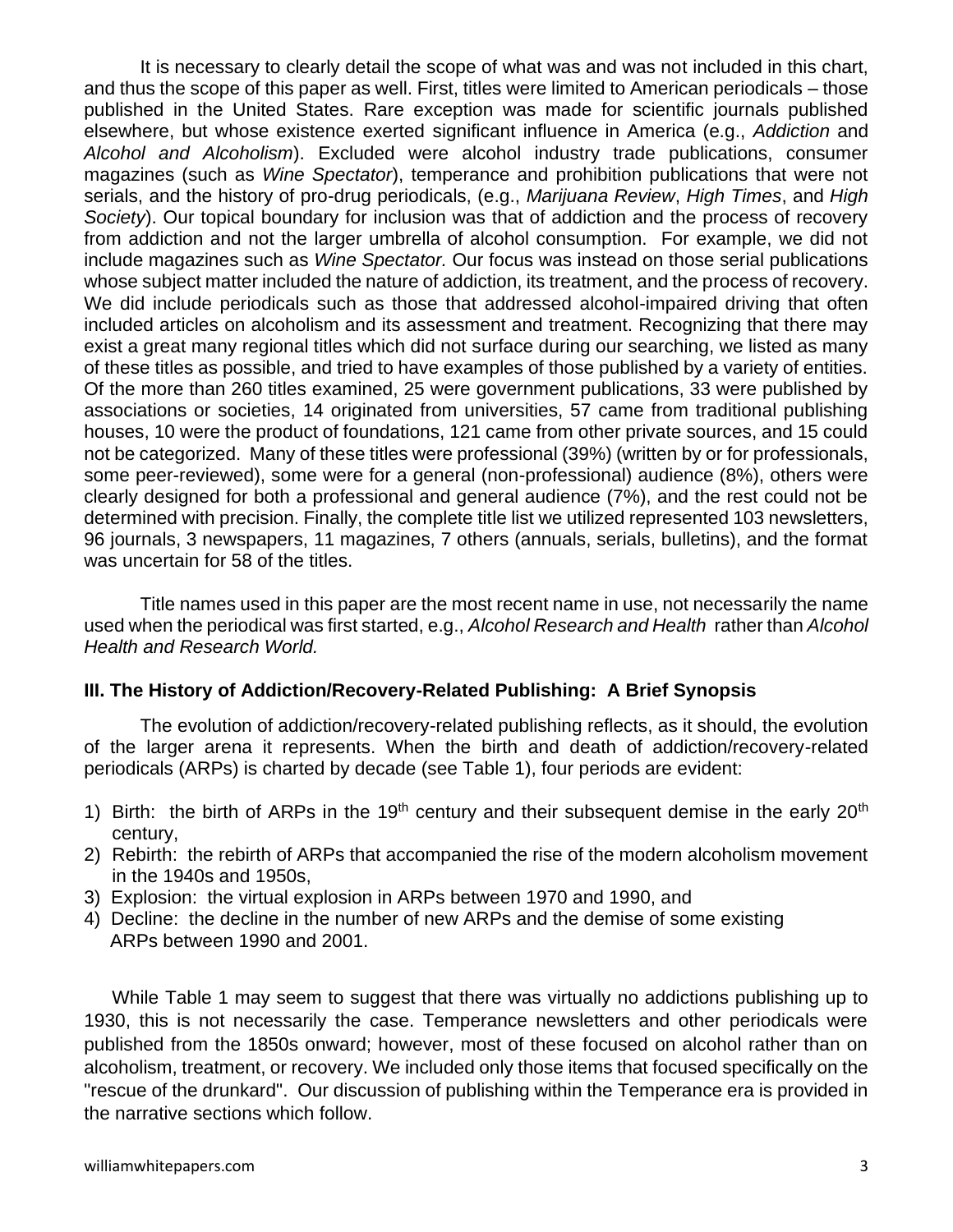It is necessary to clearly detail the scope of what was and was not included in this chart, and thus the scope of this paper as well. First, titles were limited to American periodicals – those published in the United States. Rare exception was made for scientific journals published elsewhere, but whose existence exerted significant influence in America (e.g., *Addiction* and *Alcohol and Alcoholism*). Excluded were alcohol industry trade publications, consumer magazines (such as *Wine Spectator*), temperance and prohibition publications that were not serials, and the history of pro-drug periodicals, (e.g., *Marijuana Review*, *High Times*, and *High Society*). Our topical boundary for inclusion was that of addiction and the process of recovery from addiction and not the larger umbrella of alcohol consumption. For example, we did not include magazines such as *Wine Spectator.* Our focus was instead on those serial publications whose subject matter included the nature of addiction, its treatment, and the process of recovery. We did include periodicals such as those that addressed alcohol-impaired driving that often included articles on alcoholism and its assessment and treatment. Recognizing that there may exist a great many regional titles which did not surface during our searching, we listed as many of these titles as possible, and tried to have examples of those published by a variety of entities. Of the more than 260 titles examined, 25 were government publications, 33 were published by associations or societies, 14 originated from universities, 57 came from traditional publishing houses, 10 were the product of foundations, 121 came from other private sources, and 15 could not be categorized. Many of these titles were professional (39%) (written by or for professionals, some peer-reviewed), some were for a general (non-professional) audience (8%), others were clearly designed for both a professional and general audience (7%), and the rest could not be determined with precision. Finally, the complete title list we utilized represented 103 newsletters, 96 journals, 3 newspapers, 11 magazines, 7 others (annuals, serials, bulletins), and the format was uncertain for 58 of the titles.

Title names used in this paper are the most recent name in use, not necessarily the name used when the periodical was first started, e.g., *Alcohol Research and Health* rather than *Alcohol Health and Research World.*

### III. The History of Addiction/Recovery-Related Publishing: A Brief Synopsis

The evolution of addiction/recovery-related publishing reflects, as it should, the evolution of the larger arena it represents. When the birth and death of addiction/recovery-related periodicals (ARPs) is charted by decade (see Table 1), four periods are evident:

1) Birth: the birth of ARPs in the 19th century and their subsequent demise in the early 20th century,
2) Rebirth: the rebirth of ARPs that accompanied the rise of the modern alcoholism movement in the 1940s and 1950s,
3) Explosion: the virtual explosion in ARPs between 1970 and 1990, and
4) Decline: the decline in the number of new ARPs and the demise of some existing ARPs between 1990 and 2001.

While Table 1 may seem to suggest that there was virtually no addictions publishing up to 1930, this is not necessarily the case. Temperance newsletters and other periodicals were published from the 1850s onward; however, most of these focused on alcohol rather than on alcoholism, treatment, or recovery. We included only those items that focused specifically on the "rescue of the drunkard". Our discussion of publishing within the Temperance era is provided in the narrative sections which follow.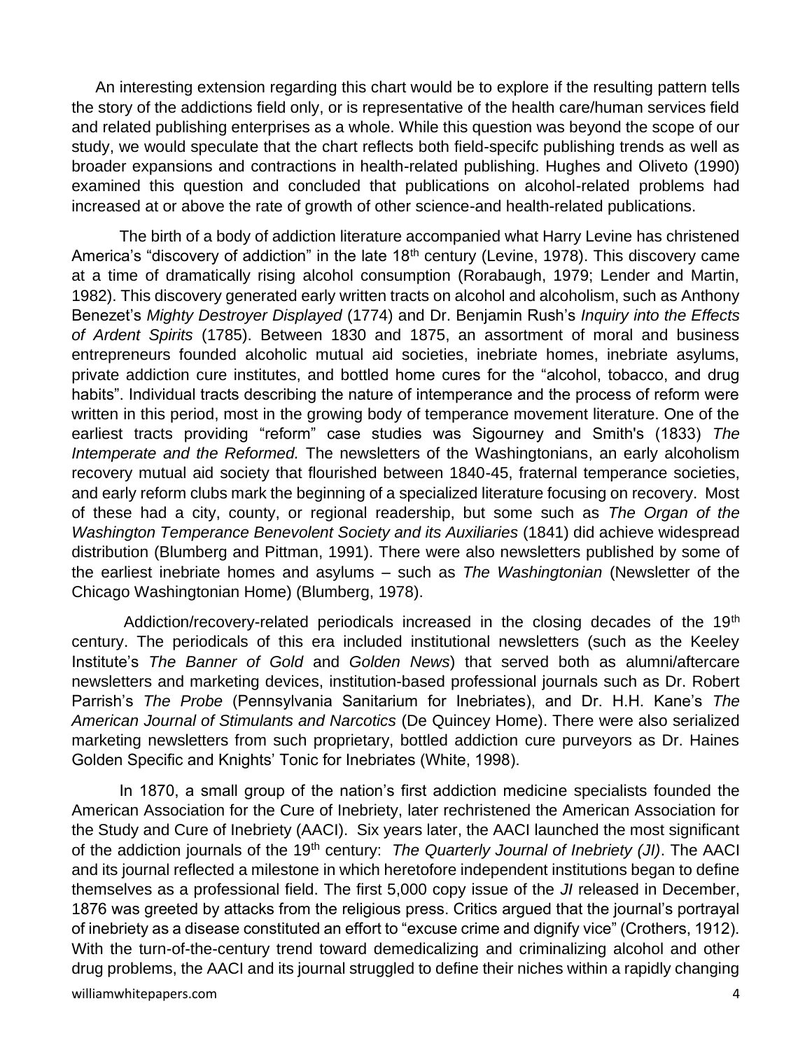An interesting extension regarding this chart would be to explore if the resulting pattern tells the story of the addictions field only, or is representative of the health care/human services field and related publishing enterprises as a whole. While this question was beyond the scope of our study, we would speculate that the chart reflects both field-specifc publishing trends as well as broader expansions and contractions in health-related publishing. Hughes and Oliveto (1990) examined this question and concluded that publications on alcohol-related problems had increased at or above the rate of growth of other science-and health-related publications.

The birth of a body of addiction literature accompanied what Harry Levine has christened America's "discovery of addiction" in the late 18th century (Levine, 1978). This discovery came at a time of dramatically rising alcohol consumption (Rorabaugh, 1979; Lender and Martin, 1982). This discovery generated early written tracts on alcohol and alcoholism, such as Anthony Benezet's *Mighty Destroyer Displayed* (1774) and Dr. Benjamin Rush's *Inquiry into the Effects of Ardent Spirits* (1785). Between 1830 and 1875, an assortment of moral and business entrepreneurs founded alcoholic mutual aid societies, inebriate homes, inebriate asylums, private addiction cure institutes, and bottled home cures for the "alcohol, tobacco, and drug habits". Individual tracts describing the nature of intemperance and the process of reform were written in this period, most in the growing body of temperance movement literature. One of the earliest tracts providing "reform" case studies was Sigourney and Smith's (1833) *The Intemperate and the Reformed.* The newsletters of the Washingtonians, an early alcoholism recovery mutual aid society that flourished between 1840-45, fraternal temperance societies, and early reform clubs mark the beginning of a specialized literature focusing on recovery. Most of these had a city, county, or regional readership, but some such as *The Organ of the Washington Temperance Benevolent Society and its Auxiliaries* (1841) did achieve widespread distribution (Blumberg and Pittman, 1991). There were also newsletters published by some of the earliest inebriate homes and asylums – such as *The Washingtonian* (Newsletter of the Chicago Washingtonian Home) (Blumberg, 1978).

Addiction/recovery-related periodicals increased in the closing decades of the 19th century. The periodicals of this era included institutional newsletters (such as the Keeley Institute's *The Banner of Gold* and *Golden News*) that served both as alumni/aftercare newsletters and marketing devices, institution-based professional journals such as Dr. Robert Parrish's *The Probe* (Pennsylvania Sanitarium for Inebriates), and Dr. H.H. Kane's *The American Journal of Stimulants and Narcotics* (De Quincey Home). There were also serialized marketing newsletters from such proprietary, bottled addiction cure purveyors as Dr. Haines Golden Specific and Knights' Tonic for Inebriates (White, 1998).

In 1870, a small group of the nation's first addiction medicine specialists founded the American Association for the Cure of Inebriety, later rechristened the American Association for the Study and Cure of Inebriety (AACI). Six years later, the AACI launched the most significant of the addiction journals of the 19th century: *The Quarterly Journal of Inebriety (JI)*. The AACI and its journal reflected a milestone in which heretofore independent institutions began to define themselves as a professional field. The first 5,000 copy issue of the *JI* released in December, 1876 was greeted by attacks from the religious press. Critics argued that the journal's portrayal of inebriety as a disease constituted an effort to "excuse crime and dignify vice" (Crothers, 1912). With the turn-of-the-century trend toward demedicalizing and criminalizing alcohol and other drug problems, the AACI and its journal struggled to define their niches within a rapidly changing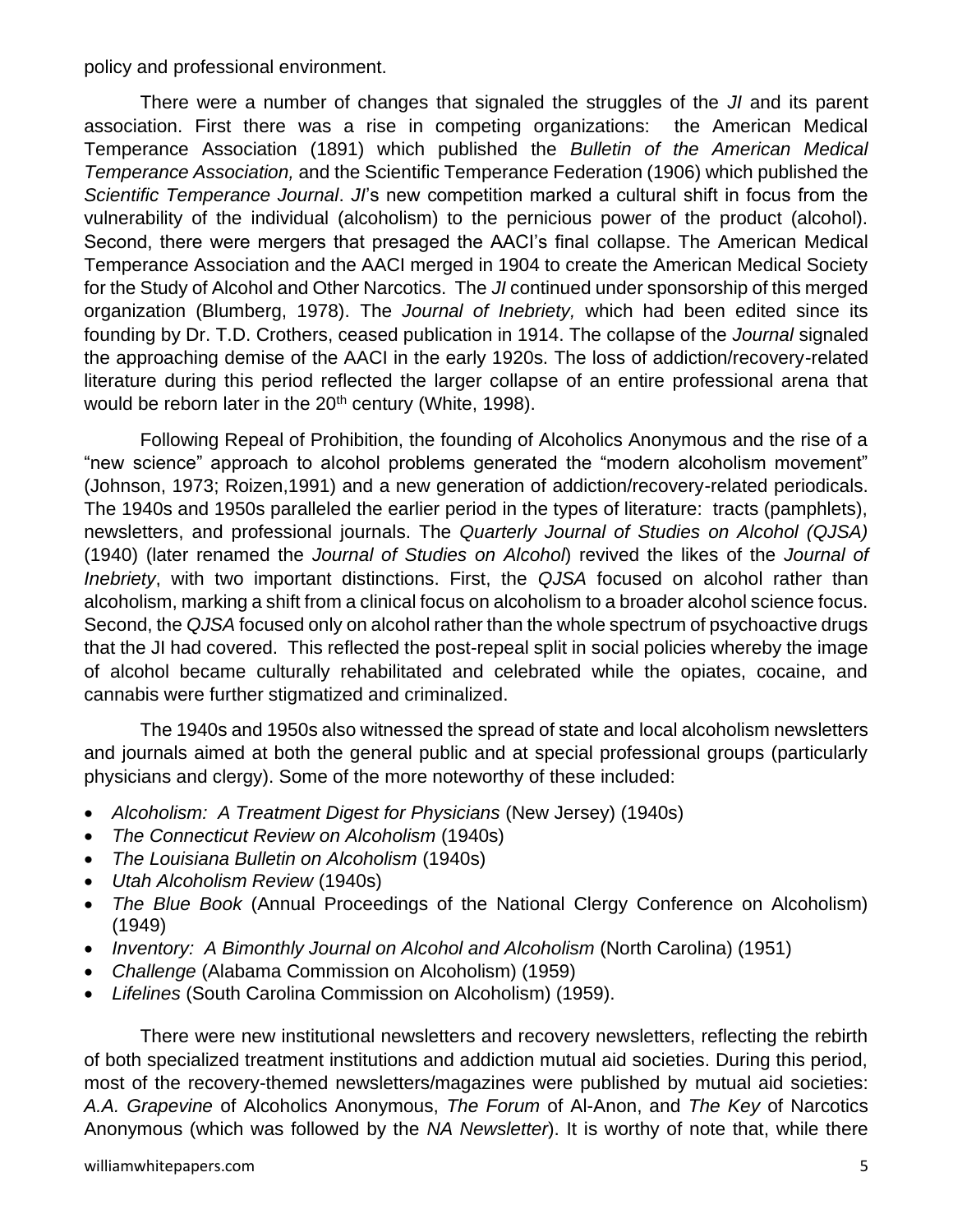policy and professional environment.

There were a number of changes that signaled the struggles of the *JI* and its parent association. First there was a rise in competing organizations: the American Medical Temperance Association (1891) which published the *Bulletin of the American Medical Temperance Association,* and the Scientific Temperance Federation (1906) which published the *Scientific Temperance Journal*. *JI*'s new competition marked a cultural shift in focus from the vulnerability of the individual (alcoholism) to the pernicious power of the product (alcohol). Second, there were mergers that presaged the AACI's final collapse. The American Medical Temperance Association and the AACI merged in 1904 to create the American Medical Society for the Study of Alcohol and Other Narcotics. The *JI* continued under sponsorship of this merged organization (Blumberg, 1978). The *Journal of Inebriety,* which had been edited since its founding by Dr. T.D. Crothers, ceased publication in 1914. The collapse of the *Journal* signaled the approaching demise of the AACI in the early 1920s. The loss of addiction/recovery-related literature during this period reflected the larger collapse of an entire professional arena that would be reborn later in the 20th century (White, 1998).

Following Repeal of Prohibition, the founding of Alcoholics Anonymous and the rise of a "new science" approach to alcohol problems generated the "modern alcoholism movement" (Johnson, 1973; Roizen,1991) and a new generation of addiction/recovery-related periodicals. The 1940s and 1950s paralleled the earlier period in the types of literature: tracts (pamphlets), newsletters, and professional journals. The *Quarterly Journal of Studies on Alcohol (QJSA)* (1940) (later renamed the *Journal of Studies on Alcohol*) revived the likes of the *Journal of Inebriety*, with two important distinctions. First, the *QJSA* focused on alcohol rather than alcoholism, marking a shift from a clinical focus on alcoholism to a broader alcohol science focus. Second, the *QJSA* focused only on alcohol rather than the whole spectrum of psychoactive drugs that the JI had covered. This reflected the post-repeal split in social policies whereby the image of alcohol became culturally rehabilitated and celebrated while the opiates, cocaine, and cannabis were further stigmatized and criminalized.

The 1940s and 1950s also witnessed the spread of state and local alcoholism newsletters and journals aimed at both the general public and at special professional groups (particularly physicians and clergy). Some of the more noteworthy of these included:

- *Alcoholism: A Treatment Digest for Physicians* (New Jersey) (1940s)
- *The Connecticut Review on Alcoholism* (1940s)
- *The Louisiana Bulletin on Alcoholism* (1940s)
- *Utah Alcoholism Review* (1940s)
- *The Blue Book* (Annual Proceedings of the National Clergy Conference on Alcoholism) (1949)
- *Inventory: A Bimonthly Journal on Alcohol and Alcoholism* (North Carolina) (1951)
- *Challenge* (Alabama Commission on Alcoholism) (1959)
- *Lifelines* (South Carolina Commission on Alcoholism) (1959).

There were new institutional newsletters and recovery newsletters, reflecting the rebirth of both specialized treatment institutions and addiction mutual aid societies. During this period, most of the recovery-themed newsletters/magazines were published by mutual aid societies: *A.A. Grapevine* of Alcoholics Anonymous, *The Forum* of Al-Anon, and *The Key* of Narcotics Anonymous (which was followed by the *NA Newsletter*). It is worthy of note that, while there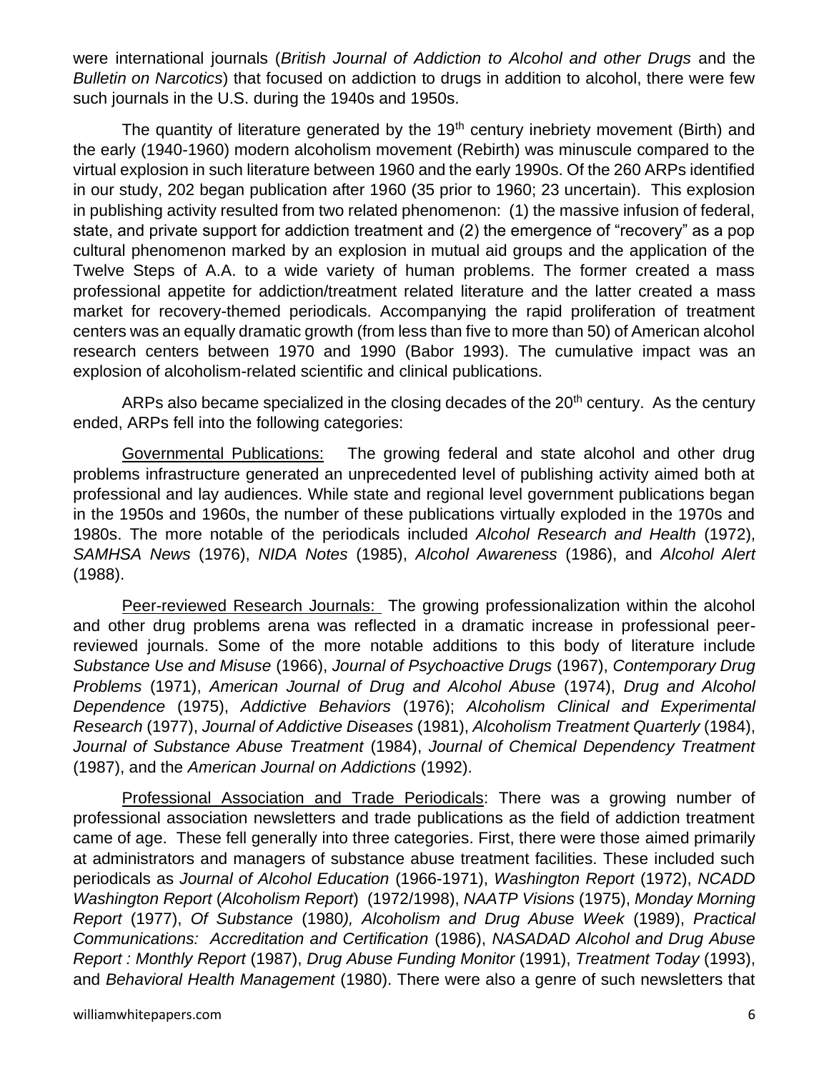were international journals (*British Journal of Addiction to Alcohol and other Drugs* and the *Bulletin on Narcotics*) that focused on addiction to drugs in addition to alcohol, there were few such journals in the U.S. during the 1940s and 1950s.

The quantity of literature generated by the 19th century inebriety movement (Birth) and the early (1940-1960) modern alcoholism movement (Rebirth) was minuscule compared to the virtual explosion in such literature between 1960 and the early 1990s. Of the 260 ARPs identified in our study, 202 began publication after 1960 (35 prior to 1960; 23 uncertain). This explosion in publishing activity resulted from two related phenomenon: (1) the massive infusion of federal, state, and private support for addiction treatment and (2) the emergence of "recovery" as a pop cultural phenomenon marked by an explosion in mutual aid groups and the application of the Twelve Steps of A.A. to a wide variety of human problems. The former created a mass professional appetite for addiction/treatment related literature and the latter created a mass market for recovery-themed periodicals. Accompanying the rapid proliferation of treatment centers was an equally dramatic growth (from less than five to more than 50) of American alcohol research centers between 1970 and 1990 (Babor 1993). The cumulative impact was an explosion of alcoholism-related scientific and clinical publications.

ARPs also became specialized in the closing decades of the 20th century. As the century ended, ARPs fell into the following categories:

Governmental Publications: The growing federal and state alcohol and other drug problems infrastructure generated an unprecedented level of publishing activity aimed both at professional and lay audiences. While state and regional level government publications began in the 1950s and 1960s, the number of these publications virtually exploded in the 1970s and 1980s. The more notable of the periodicals included *Alcohol Research and Health* (1972), *SAMHSA News* (1976), *NIDA Notes* (1985), *Alcohol Awareness* (1986), and *Alcohol Alert* (1988).

Peer-reviewed Research Journals: The growing professionalization within the alcohol and other drug problems arena was reflected in a dramatic increase in professional peer-reviewed journals. Some of the more notable additions to this body of literature include *Substance Use and Misuse* (1966), *Journal of Psychoactive Drugs* (1967), *Contemporary Drug Problems* (1971), *American Journal of Drug and Alcohol Abuse* (1974), *Drug and Alcohol Dependence* (1975), *Addictive Behaviors* (1976); *Alcoholism Clinical and Experimental Research* (1977), *Journal of Addictive Diseases* (1981), *Alcoholism Treatment Quarterly* (1984), *Journal of Substance Abuse Treatment* (1984), *Journal of Chemical Dependency Treatment* (1987), and the *American Journal on Addictions* (1992).

Professional Association and Trade Periodicals: There was a growing number of professional association newsletters and trade publications as the field of addiction treatment came of age. These fell generally into three categories. First, there were those aimed primarily at administrators and managers of substance abuse treatment facilities. These included such periodicals as *Journal of Alcohol Education* (1966-1971), *Washington Report* (1972), *NCADD Washington Report* (*Alcoholism Report*) (1972/1998), *NAATP Visions* (1975), *Monday Morning Report* (1977), *Of Substance* (1980*), Alcoholism and Drug Abuse Week* (1989), *Practical Communications: Accreditation and Certification* (1986), *NASADAD Alcohol and Drug Abuse Report : Monthly Report* (1987), *Drug Abuse Funding Monitor* (1991), *Treatment Today* (1993), and *Behavioral Health Management* (1980). There were also a genre of such newsletters that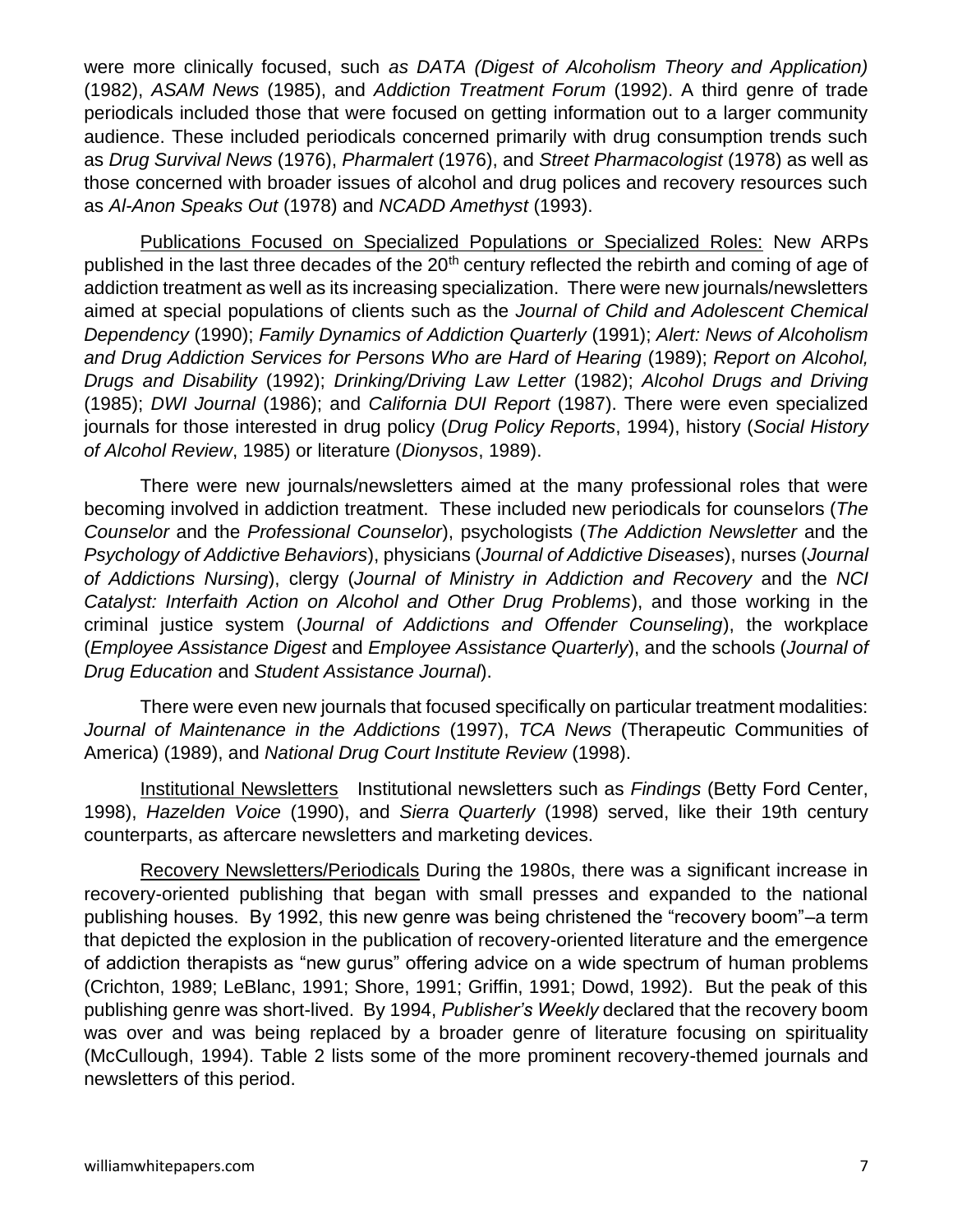were more clinically focused, such *as DATA (Digest of Alcoholism Theory and Application)* (1982), *ASAM News* (1985), and *Addiction Treatment Forum* (1992). A third genre of trade periodicals included those that were focused on getting information out to a larger community audience. These included periodicals concerned primarily with drug consumption trends such as *Drug Survival News* (1976), *Pharmalert* (1976), and *Street Pharmacologist* (1978) as well as those concerned with broader issues of alcohol and drug polices and recovery resources such as *Al-Anon Speaks Out* (1978) and *NCADD Amethyst* (1993).

<u>Publications Focused on Specialized Populations or Specialized Roles:</u> New ARPs published in the last three decades of the 20th century reflected the rebirth and coming of age of addiction treatment as well as its increasing specialization. There were new journals/newsletters aimed at special populations of clients such as the *Journal of Child and Adolescent Chemical Dependency* (1990); *Family Dynamics of Addiction Quarterly* (1991); *Alert: News of Alcoholism and Drug Addiction Services for Persons Who are Hard of Hearing* (1989); *Report on Alcohol, Drugs and Disability* (1992); *Drinking/Driving Law Letter* (1982); *Alcohol Drugs and Driving* (1985); *DWI Journal* (1986); and *California DUI Report* (1987). There were even specialized journals for those interested in drug policy (*Drug Policy Reports*, 1994), history (*Social History of Alcohol Review*, 1985) or literature (*Dionysos*, 1989).

There were new journals/newsletters aimed at the many professional roles that were becoming involved in addiction treatment. These included new periodicals for counselors (*The Counselor* and the *Professional Counselor*), psychologists (*The Addiction Newsletter* and the *Psychology of Addictive Behaviors*), physicians (*Journal of Addictive Diseases*), nurses (*Journal of Addictions Nursing*), clergy (*Journal of Ministry in Addiction and Recovery* and the *NCI Catalyst: Interfaith Action on Alcohol and Other Drug Problems*), and those working in the criminal justice system (*Journal of Addictions and Offender Counseling*), the workplace (*Employee Assistance Digest* and *Employee Assistance Quarterly*), and the schools (*Journal of Drug Education* and *Student Assistance Journal*).

There were even new journals that focused specifically on particular treatment modalities: *Journal of Maintenance in the Addictions* (1997), *TCA News* (Therapeutic Communities of America) (1989), and *National Drug Court Institute Review* (1998).

<u>Institutional Newsletters</u> Institutional newsletters such as *Findings* (Betty Ford Center, 1998), *Hazelden Voice* (1990), and *Sierra Quarterly* (1998) served, like their 19th century counterparts, as aftercare newsletters and marketing devices.

<u>Recovery Newsletters/Periodicals</u> During the 1980s, there was a significant increase in recovery-oriented publishing that began with small presses and expanded to the national publishing houses. By 1992, this new genre was being christened the "recovery boom"–a term that depicted the explosion in the publication of recovery-oriented literature and the emergence of addiction therapists as "new gurus" offering advice on a wide spectrum of human problems (Crichton, 1989; LeBlanc, 1991; Shore, 1991; Griffin, 1991; Dowd, 1992). But the peak of this publishing genre was short-lived. By 1994, *Publisher's Weekly* declared that the recovery boom was over and was being replaced by a broader genre of literature focusing on spirituality (McCullough, 1994). Table 2 lists some of the more prominent recovery-themed journals and newsletters of this period.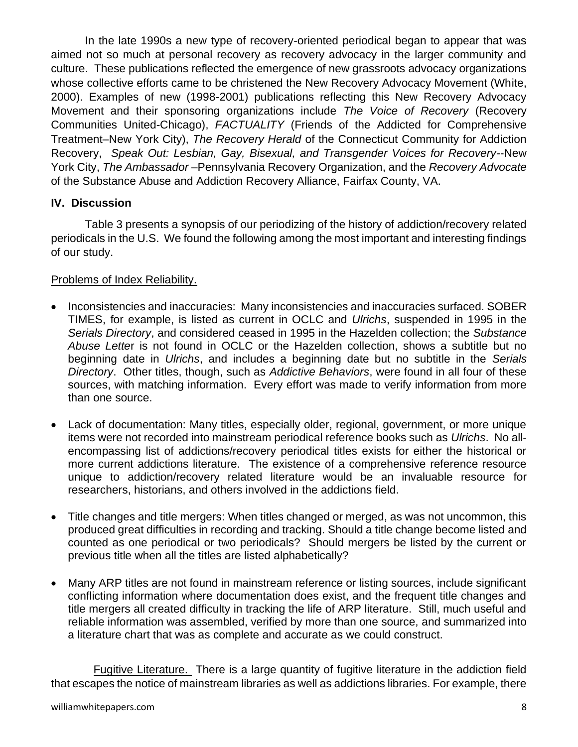In the late 1990s a new type of recovery-oriented periodical began to appear that was aimed not so much at personal recovery as recovery advocacy in the larger community and culture. These publications reflected the emergence of new grassroots advocacy organizations whose collective efforts came to be christened the New Recovery Advocacy Movement (White, 2000). Examples of new (1998-2001) publications reflecting this New Recovery Advocacy Movement and their sponsoring organizations include *The Voice of Recovery* (Recovery Communities United-Chicago), *FACTUALITY* (Friends of the Addicted for Comprehensive Treatment–New York City), *The Recovery Herald* of the Connecticut Community for Addiction Recovery, *Speak Out: Lesbian, Gay, Bisexual, and Transgender Voices for Recovery*--New York City, *The Ambassador* –Pennsylvania Recovery Organization, and the *Recovery Advocate* of the Substance Abuse and Addiction Recovery Alliance, Fairfax County, VA.

## IV. Discussion

Table 3 presents a synopsis of our periodizing of the history of addiction/recovery related periodicals in the U.S. We found the following among the most important and interesting findings of our study.

Problems of Index Reliability.

- Inconsistencies and inaccuracies: Many inconsistencies and inaccuracies surfaced. SOBER TIMES, for example, is listed as current in OCLC and *Ulrichs*, suspended in 1995 in the *Serials Directory*, and considered ceased in 1995 in the Hazelden collection; the *Substance Abuse Letter* is not found in OCLC or the Hazelden collection, shows a subtitle but no beginning date in *Ulrichs*, and includes a beginning date but no subtitle in the *Serials Directory*. Other titles, though, such as *Addictive Behaviors*, were found in all four of these sources, with matching information. Every effort was made to verify information from more than one source.

- Lack of documentation: Many titles, especially older, regional, government, or more unique items were not recorded into mainstream periodical reference books such as *Ulrichs*. No all-encompassing list of addictions/recovery periodical titles exists for either the historical or more current addictions literature. The existence of a comprehensive reference resource unique to addiction/recovery related literature would be an invaluable resource for researchers, historians, and others involved in the addictions field.

- Title changes and title mergers: When titles changed or merged, as was not uncommon, this produced great difficulties in recording and tracking. Should a title change become listed and counted as one periodical or two periodicals? Should mergers be listed by the current or previous title when all the titles are listed alphabetically?

- Many ARP titles are not found in mainstream reference or listing sources, include significant conflicting information where documentation does exist, and the frequent title changes and title mergers all created difficulty in tracking the life of ARP literature. Still, much useful and reliable information was assembled, verified by more than one source, and summarized into a literature chart that was as complete and accurate as we could construct.

Fugitive Literature. There is a large quantity of fugitive literature in the addiction field that escapes the notice of mainstream libraries as well as addictions libraries. For example, there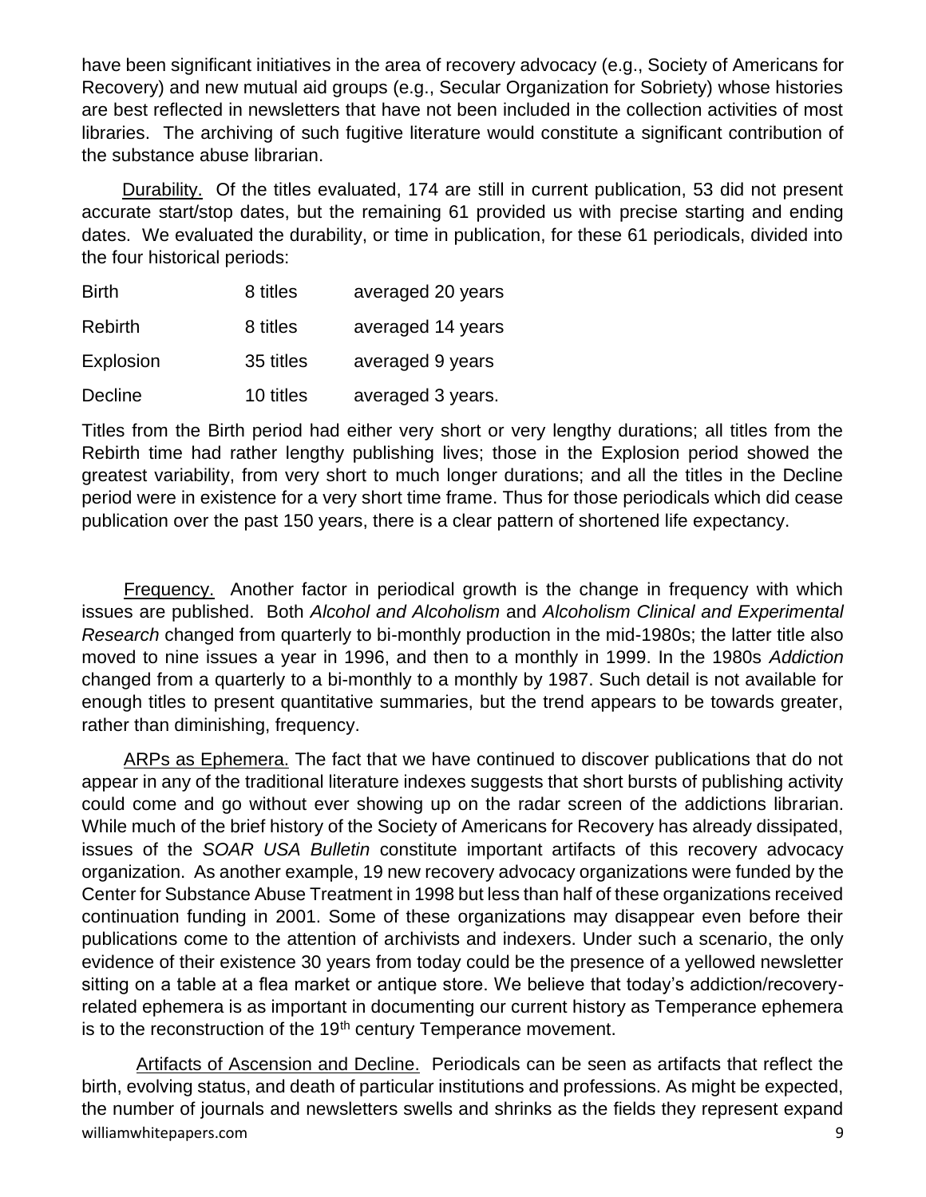have been significant initiatives in the area of recovery advocacy (e.g., Society of Americans for Recovery) and new mutual aid groups (e.g., Secular Organization for Sobriety) whose histories are best reflected in newsletters that have not been included in the collection activities of most libraries. The archiving of such fugitive literature would constitute a significant contribution of the substance abuse librarian.

Durability. Of the titles evaluated, 174 are still in current publication, 53 did not present accurate start/stop dates, but the remaining 61 provided us with precise starting and ending dates. We evaluated the durability, or time in publication, for these 61 periodicals, divided into the four historical periods:

| | | |
|---|---|---|
| Birth | 8 titles | averaged 20 years |
| Rebirth | 8 titles | averaged 14 years |
| Explosion | 35 titles | averaged 9 years |
| Decline | 10 titles | averaged 3 years. |

Titles from the Birth period had either very short or very lengthy durations; all titles from the Rebirth time had rather lengthy publishing lives; those in the Explosion period showed the greatest variability, from very short to much longer durations; and all the titles in the Decline period were in existence for a very short time frame. Thus for those periodicals which did cease publication over the past 150 years, there is a clear pattern of shortened life expectancy.

Frequency. Another factor in periodical growth is the change in frequency with which issues are published. Both *Alcohol and Alcoholism* and *Alcoholism Clinical and Experimental Research* changed from quarterly to bi-monthly production in the mid-1980s; the latter title also moved to nine issues a year in 1996, and then to a monthly in 1999. In the 1980s *Addiction* changed from a quarterly to a bi-monthly to a monthly by 1987. Such detail is not available for enough titles to present quantitative summaries, but the trend appears to be towards greater, rather than diminishing, frequency.

ARPs as Ephemera. The fact that we have continued to discover publications that do not appear in any of the traditional literature indexes suggests that short bursts of publishing activity could come and go without ever showing up on the radar screen of the addictions librarian. While much of the brief history of the Society of Americans for Recovery has already dissipated, issues of the *SOAR USA Bulletin* constitute important artifacts of this recovery advocacy organization. As another example, 19 new recovery advocacy organizations were funded by the Center for Substance Abuse Treatment in 1998 but less than half of these organizations received continuation funding in 2001. Some of these organizations may disappear even before their publications come to the attention of archivists and indexers. Under such a scenario, the only evidence of their existence 30 years from today could be the presence of a yellowed newsletter sitting on a table at a flea market or antique store. We believe that today's addiction/recovery-related ephemera is as important in documenting our current history as Temperance ephemera is to the reconstruction of the 19th century Temperance movement.

Artifacts of Ascension and Decline. Periodicals can be seen as artifacts that reflect the birth, evolving status, and death of particular institutions and professions. As might be expected, the number of journals and newsletters swells and shrinks as the fields they represent expand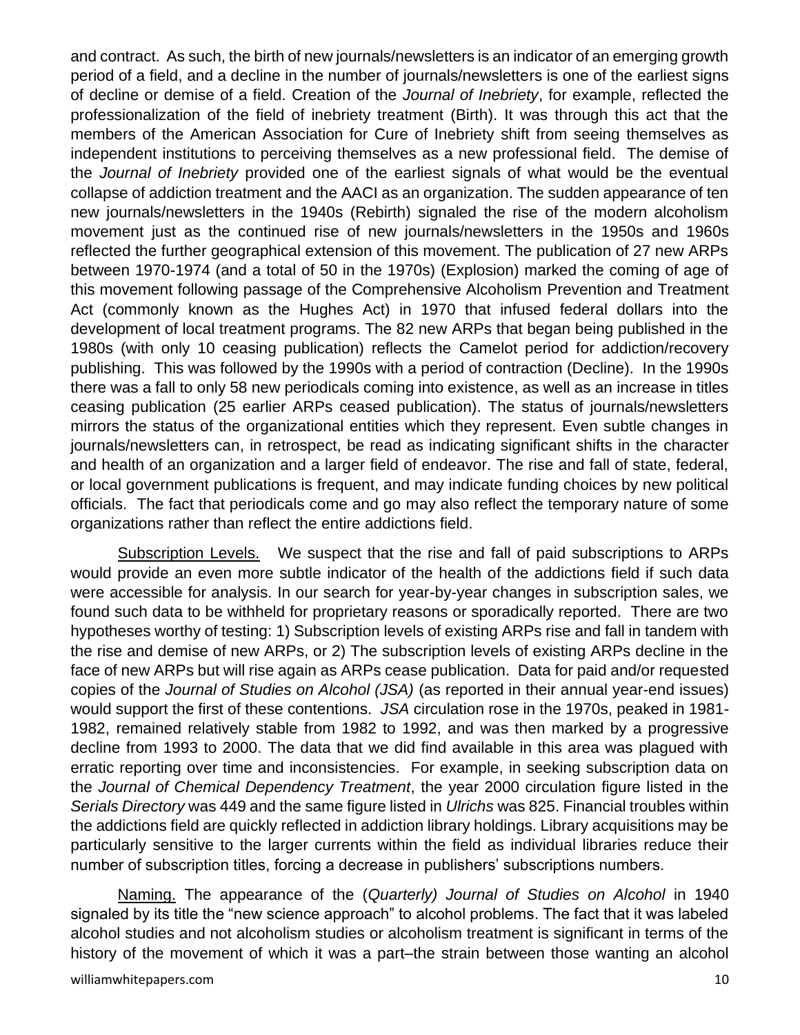and contract. As such, the birth of new journals/newsletters is an indicator of an emerging growth period of a field, and a decline in the number of journals/newsletters is one of the earliest signs of decline or demise of a field. Creation of the *Journal of Inebriety*, for example, reflected the professionalization of the field of inebriety treatment (Birth). It was through this act that the members of the American Association for Cure of Inebriety shift from seeing themselves as independent institutions to perceiving themselves as a new professional field. The demise of the *Journal of Inebriety* provided one of the earliest signals of what would be the eventual collapse of addiction treatment and the AACI as an organization. The sudden appearance of ten new journals/newsletters in the 1940s (Rebirth) signaled the rise of the modern alcoholism movement just as the continued rise of new journals/newsletters in the 1950s and 1960s reflected the further geographical extension of this movement. The publication of 27 new ARPs between 1970-1974 (and a total of 50 in the 1970s) (Explosion) marked the coming of age of this movement following passage of the Comprehensive Alcoholism Prevention and Treatment Act (commonly known as the Hughes Act) in 1970 that infused federal dollars into the development of local treatment programs. The 82 new ARPs that began being published in the 1980s (with only 10 ceasing publication) reflects the Camelot period for addiction/recovery publishing. This was followed by the 1990s with a period of contraction (Decline). In the 1990s there was a fall to only 58 new periodicals coming into existence, as well as an increase in titles ceasing publication (25 earlier ARPs ceased publication). The status of journals/newsletters mirrors the status of the organizational entities which they represent. Even subtle changes in journals/newsletters can, in retrospect, be read as indicating significant shifts in the character and health of an organization and a larger field of endeavor. The rise and fall of state, federal, or local government publications is frequent, and may indicate funding choices by new political officials. The fact that periodicals come and go may also reflect the temporary nature of some organizations rather than reflect the entire addictions field.

Subscription Levels. We suspect that the rise and fall of paid subscriptions to ARPs would provide an even more subtle indicator of the health of the addictions field if such data were accessible for analysis. In our search for year-by-year changes in subscription sales, we found such data to be withheld for proprietary reasons or sporadically reported. There are two hypotheses worthy of testing: 1) Subscription levels of existing ARPs rise and fall in tandem with the rise and demise of new ARPs, or 2) The subscription levels of existing ARPs decline in the face of new ARPs but will rise again as ARPs cease publication. Data for paid and/or requested copies of the *Journal of Studies on Alcohol (JSA)* (as reported in their annual year-end issues) would support the first of these contentions. *JSA* circulation rose in the 1970s, peaked in 1981-1982, remained relatively stable from 1982 to 1992, and was then marked by a progressive decline from 1993 to 2000. The data that we did find available in this area was plagued with erratic reporting over time and inconsistencies. For example, in seeking subscription data on the *Journal of Chemical Dependency Treatment*, the year 2000 circulation figure listed in the *Serials Directory* was 449 and the same figure listed in *Ulrichs* was 825. Financial troubles within the addictions field are quickly reflected in addiction library holdings. Library acquisitions may be particularly sensitive to the larger currents within the field as individual libraries reduce their number of subscription titles, forcing a decrease in publishers' subscriptions numbers.

Naming. The appearance of the (*Quarterly) Journal of Studies on Alcohol* in 1940 signaled by its title the "new science approach" to alcohol problems. The fact that it was labeled alcohol studies and not alcoholism studies or alcoholism treatment is significant in terms of the history of the movement of which it was a part–the strain between those wanting an alcohol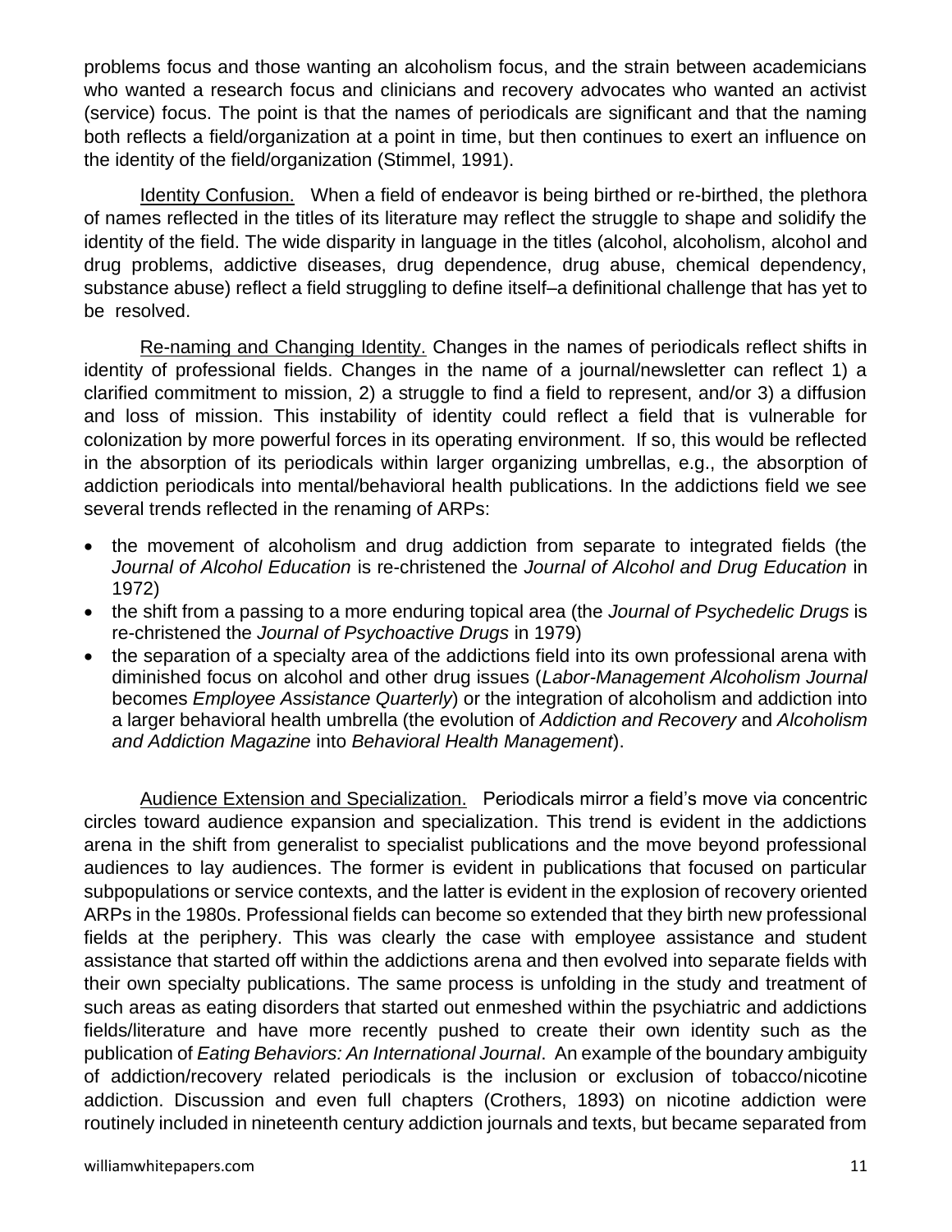problems focus and those wanting an alcoholism focus, and the strain between academicians who wanted a research focus and clinicians and recovery advocates who wanted an activist (service) focus. The point is that the names of periodicals are significant and that the naming both reflects a field/organization at a point in time, but then continues to exert an influence on the identity of the field/organization (Stimmel, 1991).

Identity Confusion. When a field of endeavor is being birthed or re-birthed, the plethora of names reflected in the titles of its literature may reflect the struggle to shape and solidify the identity of the field. The wide disparity in language in the titles (alcohol, alcoholism, alcohol and drug problems, addictive diseases, drug dependence, drug abuse, chemical dependency, substance abuse) reflect a field struggling to define itself–a definitional challenge that has yet to be resolved.

Re-naming and Changing Identity. Changes in the names of periodicals reflect shifts in identity of professional fields. Changes in the name of a journal/newsletter can reflect 1) a clarified commitment to mission, 2) a struggle to find a field to represent, and/or 3) a diffusion and loss of mission. This instability of identity could reflect a field that is vulnerable for colonization by more powerful forces in its operating environment. If so, this would be reflected in the absorption of its periodicals within larger organizing umbrellas, e.g., the absorption of addiction periodicals into mental/behavioral health publications. In the addictions field we see several trends reflected in the renaming of ARPs:

- the movement of alcoholism and drug addiction from separate to integrated fields (the *Journal of Alcohol Education* is re-christened the *Journal of Alcohol and Drug Education* in 1972)
- the shift from a passing to a more enduring topical area (the *Journal of Psychedelic Drugs* is re-christened the *Journal of Psychoactive Drugs* in 1979)
- the separation of a specialty area of the addictions field into its own professional arena with diminished focus on alcohol and other drug issues (*Labor-Management Alcoholism Journal* becomes *Employee Assistance Quarterly*) or the integration of alcoholism and addiction into a larger behavioral health umbrella (the evolution of *Addiction and Recovery* and *Alcoholism and Addiction Magazine* into *Behavioral Health Management*).

Audience Extension and Specialization. Periodicals mirror a field's move via concentric circles toward audience expansion and specialization. This trend is evident in the addictions arena in the shift from generalist to specialist publications and the move beyond professional audiences to lay audiences. The former is evident in publications that focused on particular subpopulations or service contexts, and the latter is evident in the explosion of recovery oriented ARPs in the 1980s. Professional fields can become so extended that they birth new professional fields at the periphery. This was clearly the case with employee assistance and student assistance that started off within the addictions arena and then evolved into separate fields with their own specialty publications. The same process is unfolding in the study and treatment of such areas as eating disorders that started out enmeshed within the psychiatric and addictions fields/literature and have more recently pushed to create their own identity such as the publication of *Eating Behaviors: An International Journal*. An example of the boundary ambiguity of addiction/recovery related periodicals is the inclusion or exclusion of tobacco/nicotine addiction. Discussion and even full chapters (Crothers, 1893) on nicotine addiction were routinely included in nineteenth century addiction journals and texts, but became separated from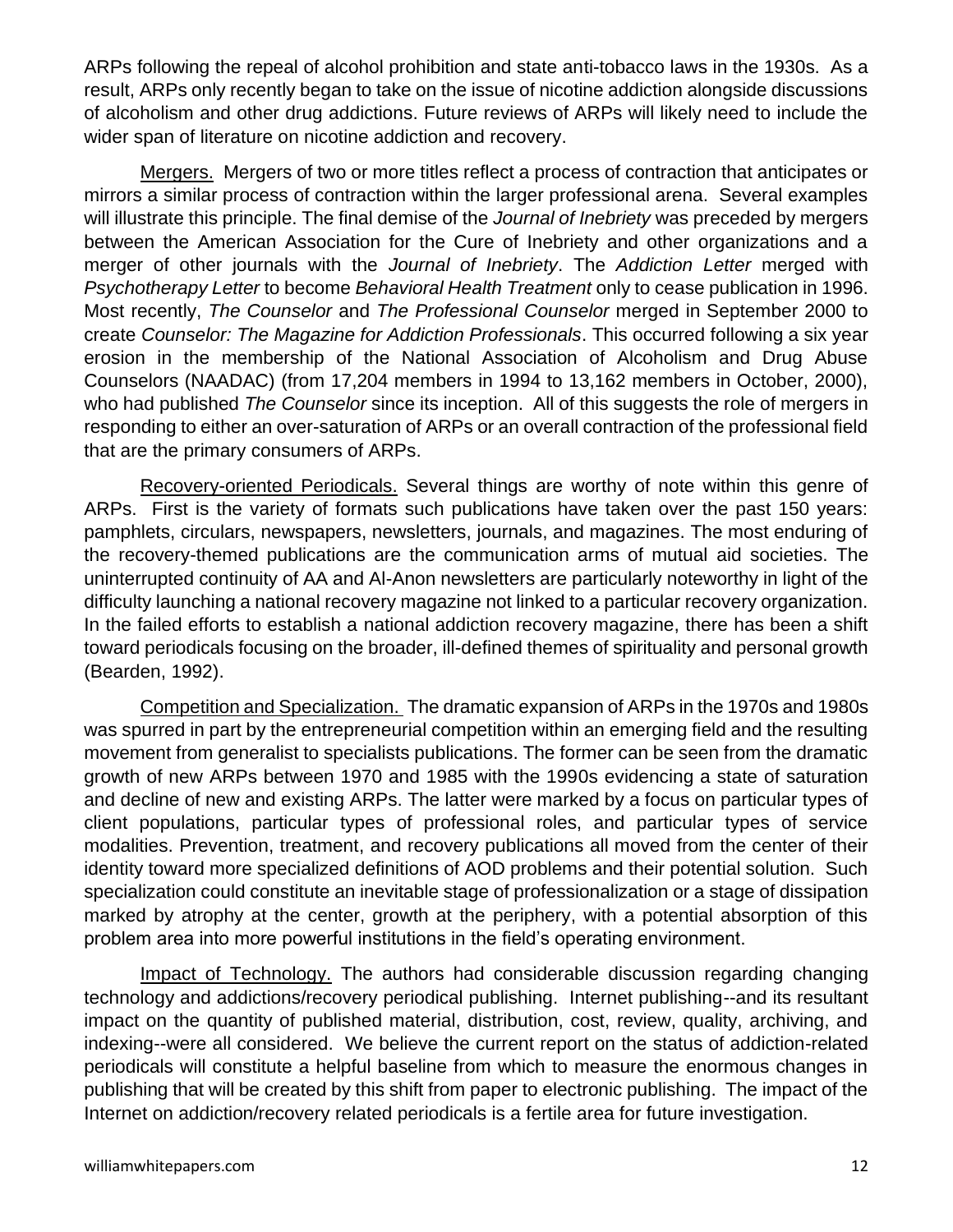ARPs following the repeal of alcohol prohibition and state anti-tobacco laws in the 1930s. As a result, ARPs only recently began to take on the issue of nicotine addiction alongside discussions of alcoholism and other drug addictions. Future reviews of ARPs will likely need to include the wider span of literature on nicotine addiction and recovery.

<u>Mergers.</u> Mergers of two or more titles reflect a process of contraction that anticipates or mirrors a similar process of contraction within the larger professional arena. Several examples will illustrate this principle. The final demise of the *Journal of Inebriety* was preceded by mergers between the American Association for the Cure of Inebriety and other organizations and a merger of other journals with the *Journal of Inebriety*. The *Addiction Letter* merged with *Psychotherapy Letter* to become *Behavioral Health Treatment* only to cease publication in 1996. Most recently, *The Counselor* and *The Professional Counselor* merged in September 2000 to create *Counselor: The Magazine for Addiction Professionals*. This occurred following a six year erosion in the membership of the National Association of Alcoholism and Drug Abuse Counselors (NAADAC) (from 17,204 members in 1994 to 13,162 members in October, 2000), who had published *The Counselor* since its inception. All of this suggests the role of mergers in responding to either an over-saturation of ARPs or an overall contraction of the professional field that are the primary consumers of ARPs.

<u>Recovery-oriented Periodicals.</u> Several things are worthy of note within this genre of ARPs. First is the variety of formats such publications have taken over the past 150 years: pamphlets, circulars, newspapers, newsletters, journals, and magazines. The most enduring of the recovery-themed publications are the communication arms of mutual aid societies. The uninterrupted continuity of AA and Al-Anon newsletters are particularly noteworthy in light of the difficulty launching a national recovery magazine not linked to a particular recovery organization. In the failed efforts to establish a national addiction recovery magazine, there has been a shift toward periodicals focusing on the broader, ill-defined themes of spirituality and personal growth (Bearden, 1992).

<u>Competition and Specialization.</u> The dramatic expansion of ARPs in the 1970s and 1980s was spurred in part by the entrepreneurial competition within an emerging field and the resulting movement from generalist to specialists publications. The former can be seen from the dramatic growth of new ARPs between 1970 and 1985 with the 1990s evidencing a state of saturation and decline of new and existing ARPs. The latter were marked by a focus on particular types of client populations, particular types of professional roles, and particular types of service modalities. Prevention, treatment, and recovery publications all moved from the center of their identity toward more specialized definitions of AOD problems and their potential solution. Such specialization could constitute an inevitable stage of professionalization or a stage of dissipation marked by atrophy at the center, growth at the periphery, with a potential absorption of this problem area into more powerful institutions in the field's operating environment.

<u>Impact of Technology.</u> The authors had considerable discussion regarding changing technology and addictions/recovery periodical publishing. Internet publishing--and its resultant impact on the quantity of published material, distribution, cost, review, quality, archiving, and indexing--were all considered. We believe the current report on the status of addiction-related periodicals will constitute a helpful baseline from which to measure the enormous changes in publishing that will be created by this shift from paper to electronic publishing. The impact of the Internet on addiction/recovery related periodicals is a fertile area for future investigation.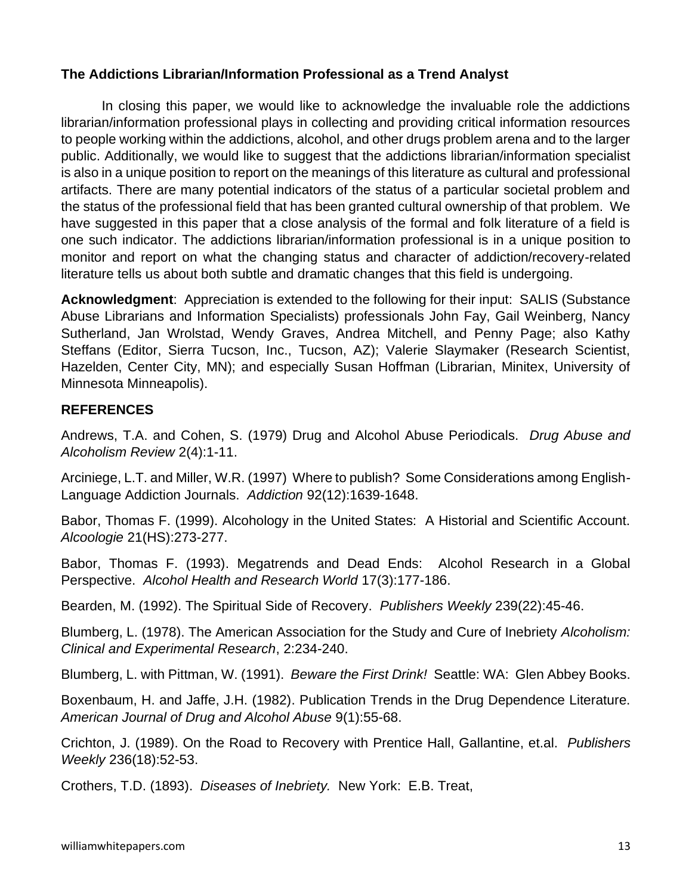### The Addictions Librarian/Information Professional as a Trend Analyst

In closing this paper, we would like to acknowledge the invaluable role the addictions librarian/information professional plays in collecting and providing critical information resources to people working within the addictions, alcohol, and other drugs problem arena and to the larger public. Additionally, we would like to suggest that the addictions librarian/information specialist is also in a unique position to report on the meanings of this literature as cultural and professional artifacts. There are many potential indicators of the status of a particular societal problem and the status of the professional field that has been granted cultural ownership of that problem. We have suggested in this paper that a close analysis of the formal and folk literature of a field is one such indicator. The addictions librarian/information professional is in a unique position to monitor and report on what the changing status and character of addiction/recovery-related literature tells us about both subtle and dramatic changes that this field is undergoing.

**Acknowledgment**: Appreciation is extended to the following for their input: SALIS (Substance Abuse Librarians and Information Specialists) professionals John Fay, Gail Weinberg, Nancy Sutherland, Jan Wrolstad, Wendy Graves, Andrea Mitchell, and Penny Page; also Kathy Steffans (Editor, Sierra Tucson, Inc., Tucson, AZ); Valerie Slaymaker (Research Scientist, Hazelden, Center City, MN); and especially Susan Hoffman (Librarian, Minitex, University of Minnesota Minneapolis).

### REFERENCES

Andrews, T.A. and Cohen, S. (1979) Drug and Alcohol Abuse Periodicals. *Drug Abuse and Alcoholism Review* 2(4):1-11.

Arciniege, L.T. and Miller, W.R. (1997) Where to publish? Some Considerations among English-Language Addiction Journals. *Addiction* 92(12):1639-1648.

Babor, Thomas F. (1999). Alcohology in the United States: A Historial and Scientific Account. *Alcoologie* 21(HS):273-277.

Babor, Thomas F. (1993). Megatrends and Dead Ends: Alcohol Research in a Global Perspective. *Alcohol Health and Research World* 17(3):177-186.

Bearden, M. (1992). The Spiritual Side of Recovery. *Publishers Weekly* 239(22):45-46.

Blumberg, L. (1978). The American Association for the Study and Cure of Inebriety *Alcoholism: Clinical and Experimental Research*, 2:234-240.

Blumberg, L. with Pittman, W. (1991). *Beware the First Drink!* Seattle: WA: Glen Abbey Books.

Boxenbaum, H. and Jaffe, J.H. (1982). Publication Trends in the Drug Dependence Literature. *American Journal of Drug and Alcohol Abuse* 9(1):55-68.

Crichton, J. (1989). On the Road to Recovery with Prentice Hall, Gallantine, et.al. *Publishers Weekly* 236(18):52-53.

Crothers, T.D. (1893). *Diseases of Inebriety.* New York: E.B. Treat,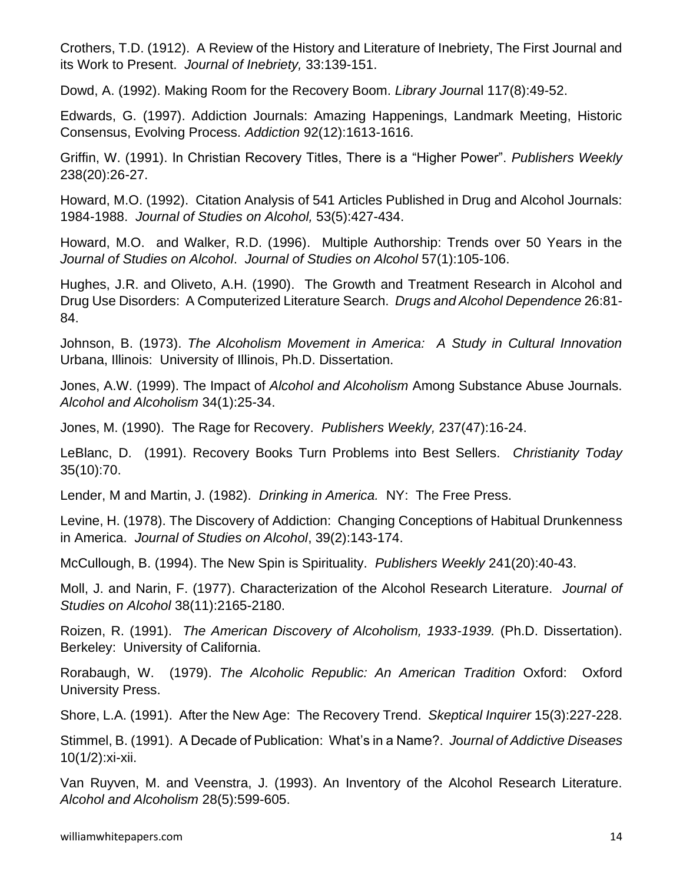Crothers, T.D. (1912). A Review of the History and Literature of Inebriety, The First Journal and its Work to Present. *Journal of Inebriety,* 33:139-151.

Dowd, A. (1992). Making Room for the Recovery Boom. *Library Journa*l 117(8):49-52.

Edwards, G. (1997). Addiction Journals: Amazing Happenings, Landmark Meeting, Historic Consensus, Evolving Process. *Addiction* 92(12):1613-1616.

Griffin, W. (1991). In Christian Recovery Titles, There is a "Higher Power". *Publishers Weekly* 238(20):26-27.

Howard, M.O. (1992). Citation Analysis of 541 Articles Published in Drug and Alcohol Journals: 1984-1988. *Journal of Studies on Alcohol,* 53(5):427-434.

Howard, M.O. and Walker, R.D. (1996). Multiple Authorship: Trends over 50 Years in the *Journal of Studies on Alcohol*. *Journal of Studies on Alcohol* 57(1):105-106.

Hughes, J.R. and Oliveto, A.H. (1990). The Growth and Treatment Research in Alcohol and Drug Use Disorders: A Computerized Literature Search. *Drugs and Alcohol Dependence* 26:81-84.

Johnson, B. (1973). *The Alcoholism Movement in America: A Study in Cultural Innovation* Urbana, Illinois: University of Illinois, Ph.D. Dissertation.

Jones, A.W. (1999). The Impact of *Alcohol and Alcoholism* Among Substance Abuse Journals. *Alcohol and Alcoholism* 34(1):25-34.

Jones, M. (1990). The Rage for Recovery. *Publishers Weekly,* 237(47):16-24.

LeBlanc, D. (1991). Recovery Books Turn Problems into Best Sellers. *Christianity Today* 35(10):70.

Lender, M and Martin, J. (1982). *Drinking in America.* NY: The Free Press.

Levine, H. (1978). The Discovery of Addiction: Changing Conceptions of Habitual Drunkenness in America. *Journal of Studies on Alcohol*, 39(2):143-174.

McCullough, B. (1994). The New Spin is Spirituality. *Publishers Weekly* 241(20):40-43.

Moll, J. and Narin, F. (1977). Characterization of the Alcohol Research Literature. *Journal of Studies on Alcohol* 38(11):2165-2180.

Roizen, R. (1991). *The American Discovery of Alcoholism, 1933-1939.* (Ph.D. Dissertation). Berkeley: University of California.

Rorabaugh, W. (1979). *The Alcoholic Republic: An American Tradition* Oxford: Oxford University Press.

Shore, L.A. (1991). After the New Age: The Recovery Trend. *Skeptical Inquirer* 15(3):227-228.

Stimmel, B. (1991). A Decade of Publication: What's in a Name?. *Journal of Addictive Diseases* 10(1/2):xi-xii.

Van Ruyven, M. and Veenstra, J. (1993). An Inventory of the Alcohol Research Literature. *Alcohol and Alcoholism* 28(5):599-605.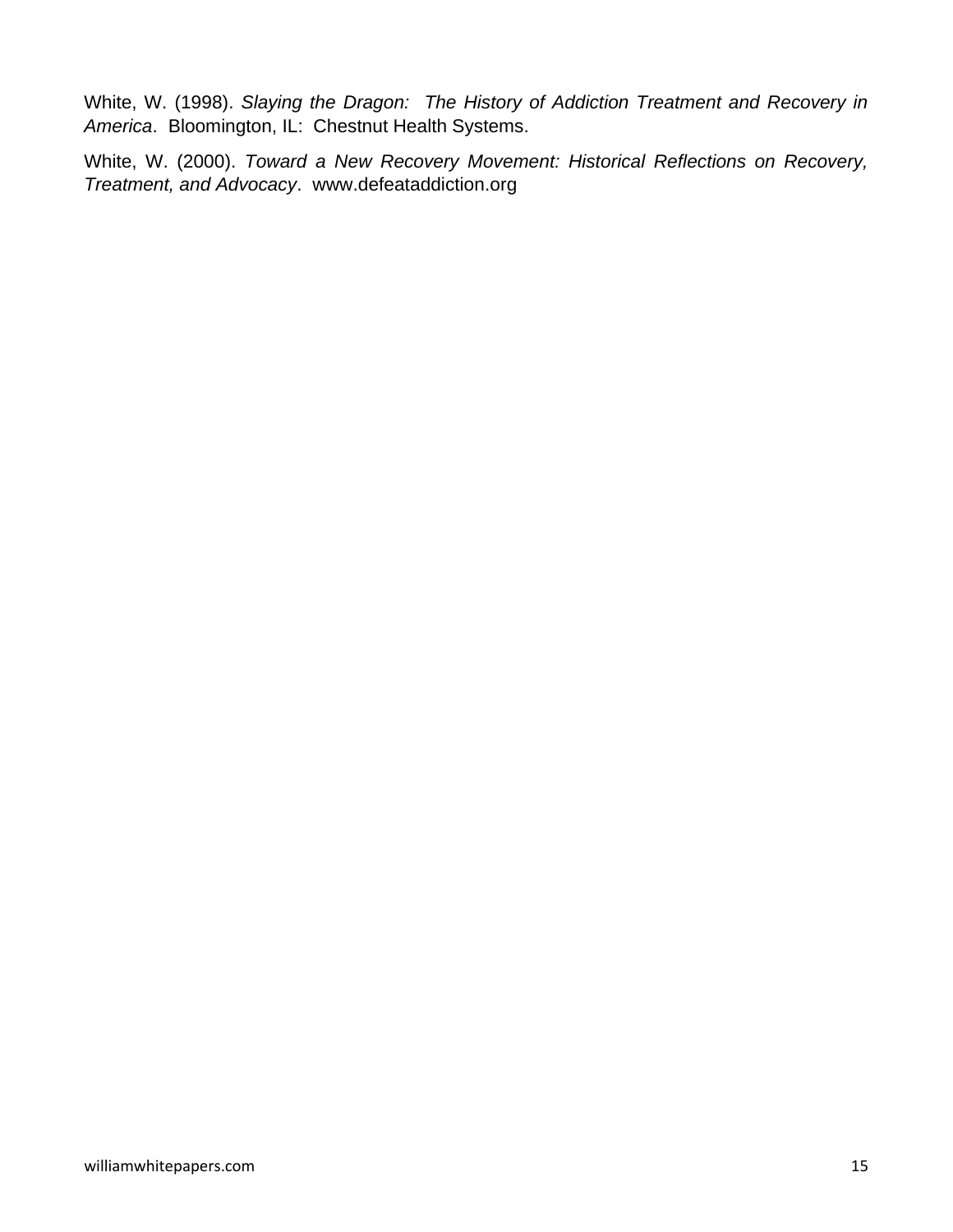White, W. (1998). *Slaying the Dragon: The History of Addiction Treatment and Recovery in America*. Bloomington, IL: Chestnut Health Systems.

White, W. (2000). *Toward a New Recovery Movement: Historical Reflections on Recovery, Treatment, and Advocacy*. www.defeataddiction.org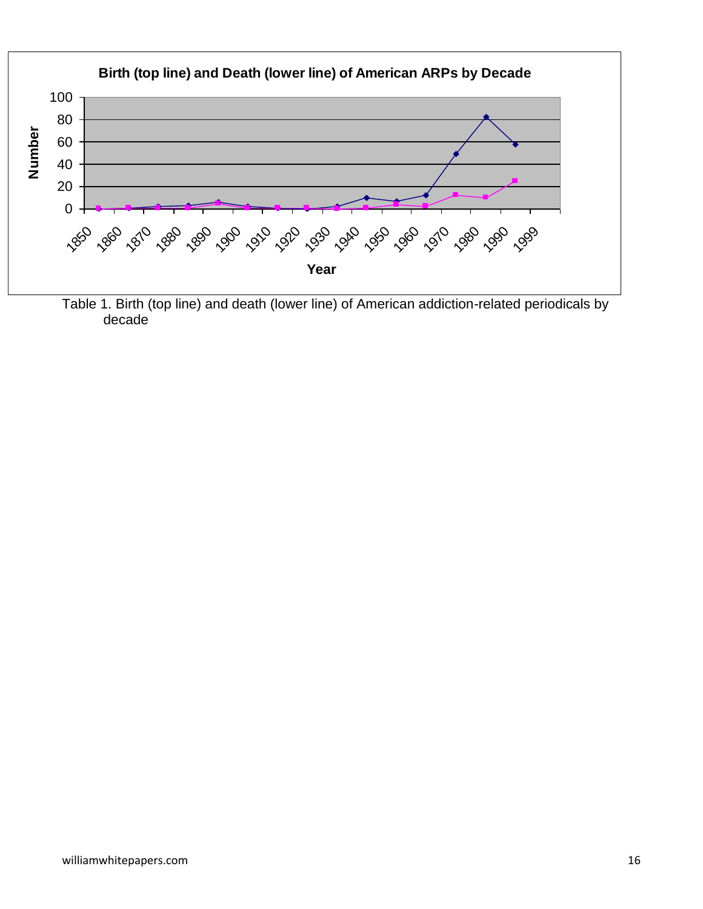Table 1. Birth (top line) and death (lower line) of American addiction-related periodicals by decade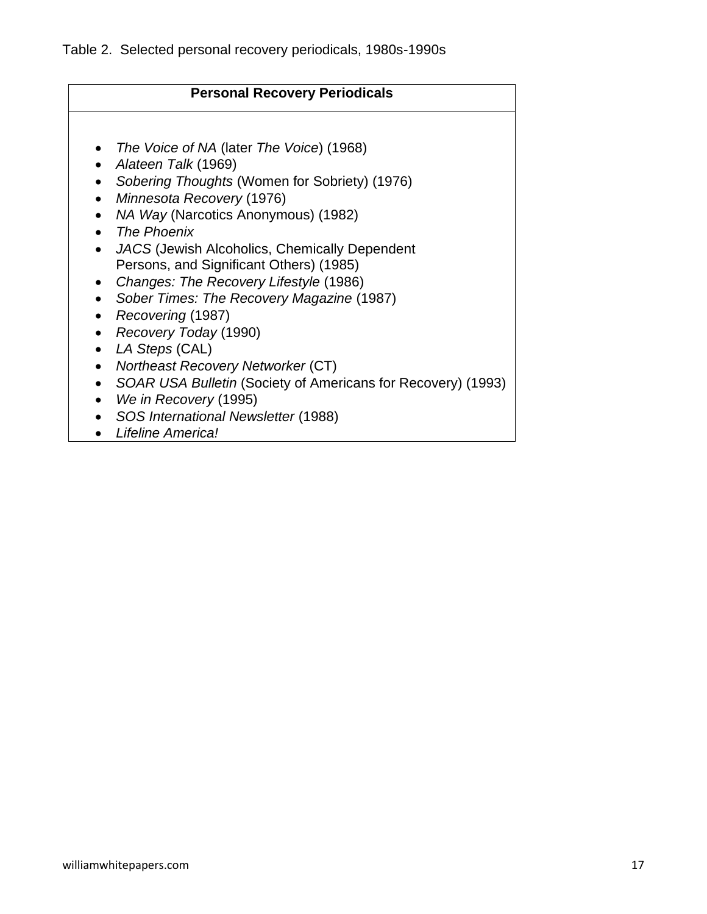Table 2. Selected personal recovery periodicals, 1980s-1990s

| **Personal Recovery Periodicals** |
| --- |
| • *The Voice of NA* (later *The Voice*) (1968)<br>• *Alateen Talk* (1969)<br>• *Sobering Thoughts* (Women for Sobriety) (1976)<br>• *Minnesota Recovery* (1976)<br>• *NA Way* (Narcotics Anonymous) (1982)<br>• *The Phoenix*<br>• *JACS* (Jewish Alcoholics, Chemically Dependent Persons, and Significant Others) (1985)<br>• *Changes: The Recovery Lifestyle* (1986)<br>• *Sober Times: The Recovery Magazine* (1987)<br>• *Recovering* (1987)<br>• *Recovery Today* (1990)<br>• *LA Steps* (CAL)<br>• *Northeast Recovery Networker* (CT)<br>• *SOAR USA Bulletin* (Society of Americans for Recovery) (1993)<br>• *We in Recovery* (1995)<br>• *SOS International Newsletter* (1988)<br>• *Lifeline America!* |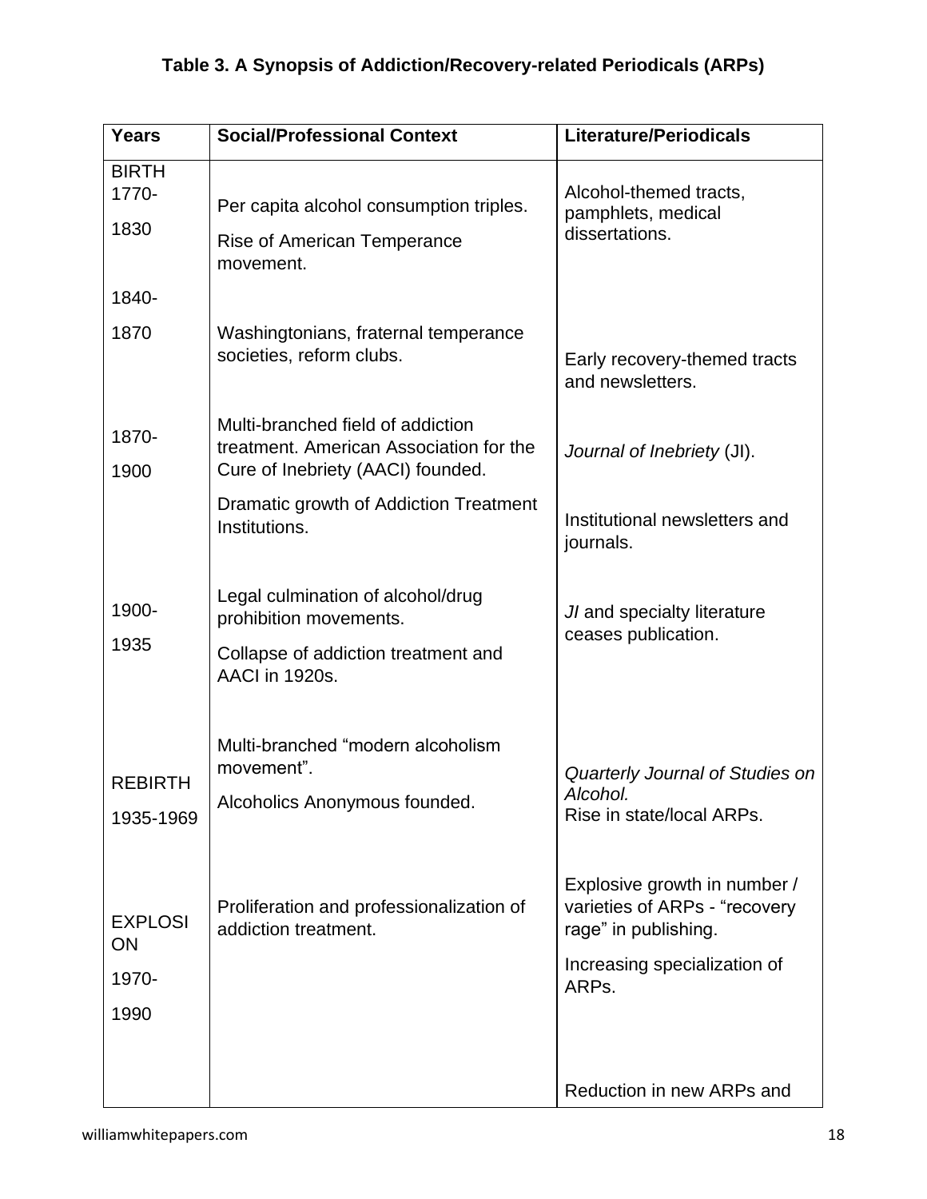**Table 3. A Synopsis of Addiction/Recovery-related Periodicals (ARPs)**

| Years | Social/Professional Context | Literature/Periodicals |
|---|---|---|
| BIRTH 1770-1830 | Per capita alcohol consumption triples. Rise of American Temperance movement. | Alcohol-themed tracts, pamphlets, medical dissertations. |
| 1840-1870 | Washingtonians, fraternal temperance societies, reform clubs. | Early recovery-themed tracts and newsletters. |
| 1870-1900 | Multi-branched field of addiction treatment. American Association for the Cure of Inebriety (AACI) founded. Dramatic growth of Addiction Treatment Institutions. | *Journal of Inebriety* (JI). Institutional newsletters and journals. |
| 1900-1935 | Legal culmination of alcohol/drug prohibition movements. Collapse of addiction treatment and AACI in 1920s. | *JI* and specialty literature ceases publication. |
| REBIRTH 1935-1969 | Multi-branched "modern alcoholism movement". Alcoholics Anonymous founded. | *Quarterly Journal of Studies on Alcohol.* Rise in state/local ARPs. |
| EXPLOSION 1970-1990 | Proliferation and professionalization of addiction treatment. | Explosive growth in number / varieties of ARPs - "recovery rage" in publishing. Increasing specialization of ARPs. |
| | | Reduction in new ARPs and |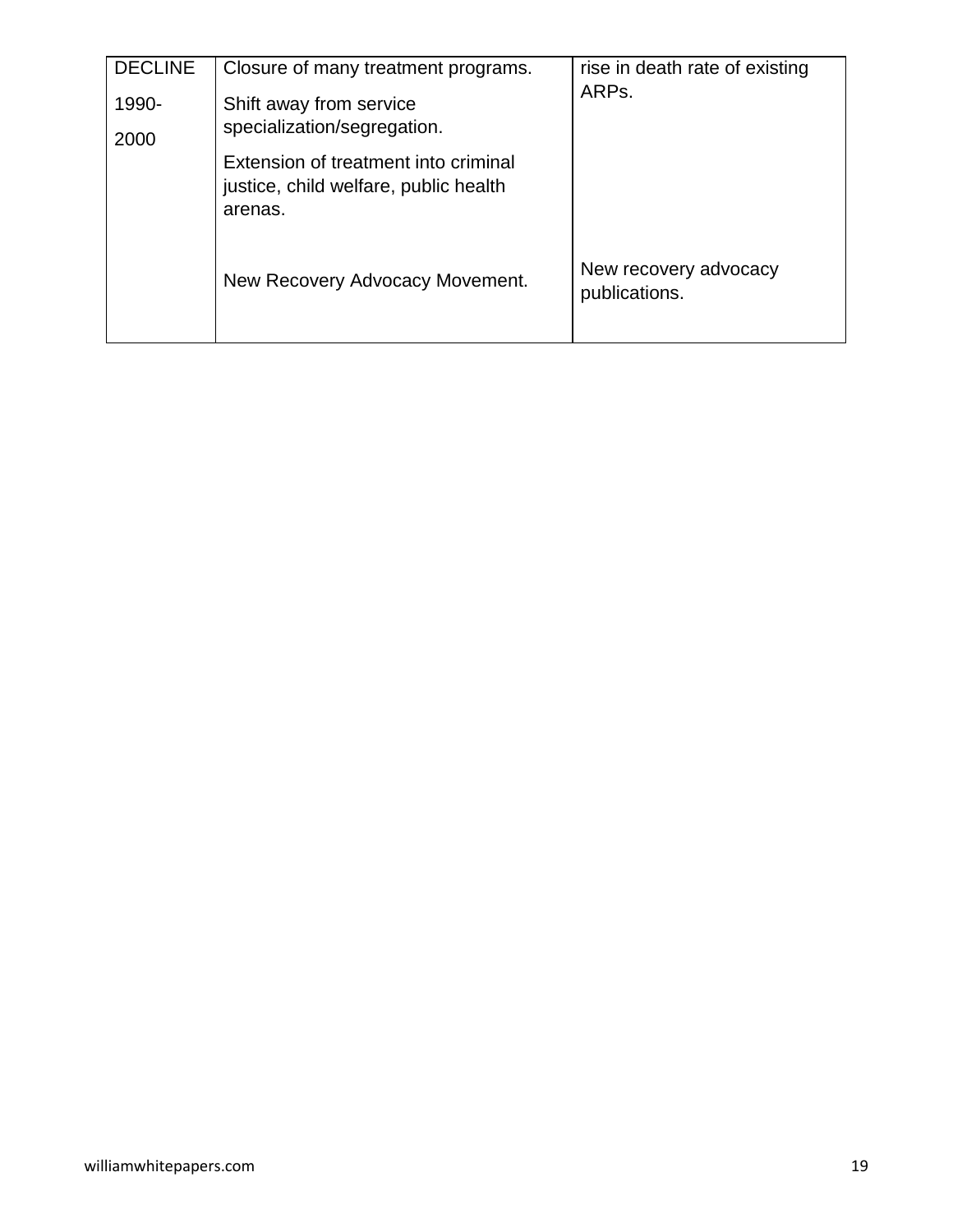| | | |
|---|---|---|
| DECLINE<br><br>1990-<br><br>2000 | Closure of many treatment programs.<br><br>Shift away from service specialization/segregation.<br><br>Extension of treatment into criminal justice, child welfare, public health arenas. | rise in death rate of existing ARPs. |
| | New Recovery Advocacy Movement. | New recovery advocacy publications. |